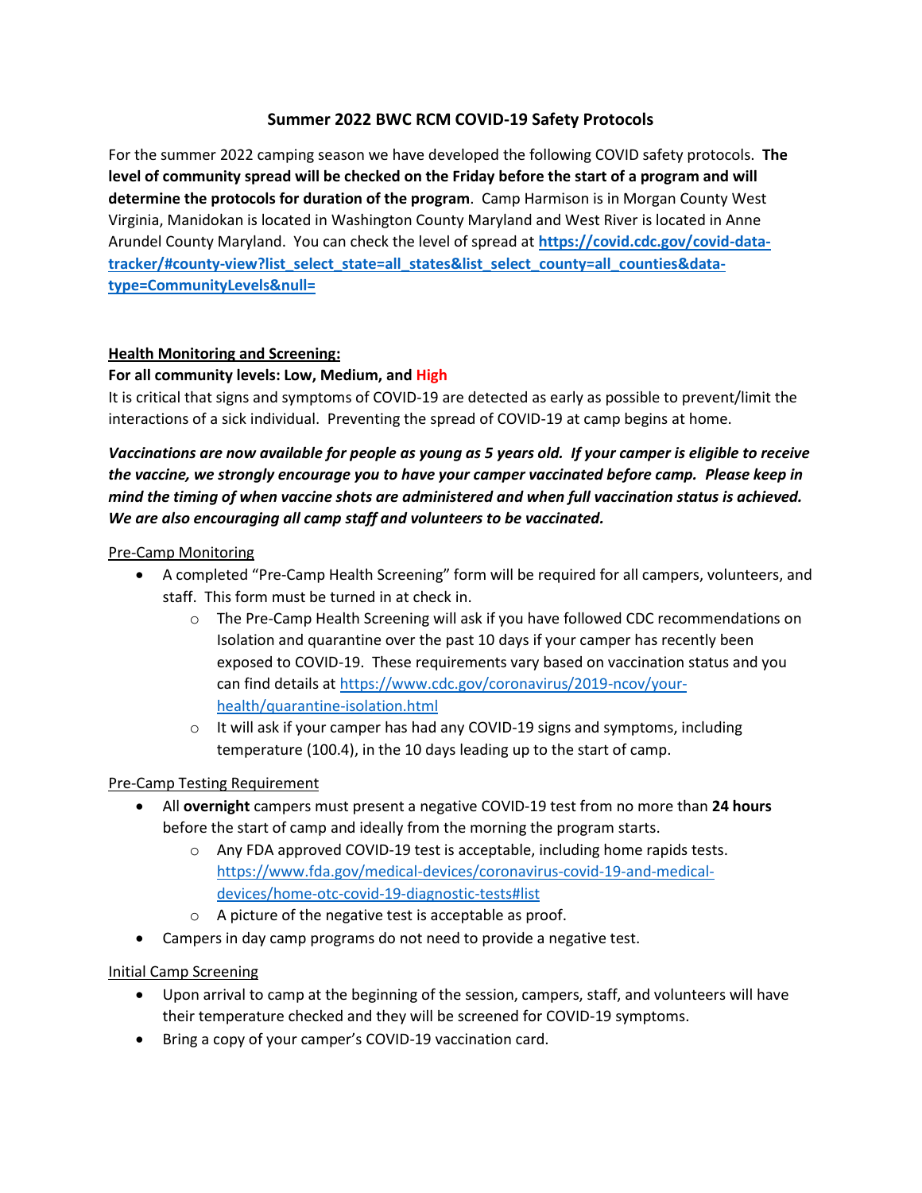# Summer 2022 BWC RCM COVID-19 Safety Protocols

For the summer 2022 camping season we have developed the following COVID safety protocols. **The level of community spread will be checked on the Friday before the start of a program and will determine the protocols for duration of the program**. Camp Harmison is in Morgan County West Virginia, Manidokan is located in Washington County Maryland and West River is located in Anne Arundel County Maryland. You can check the level of spread at **https://covid.cdc.gov/covid-data-tracker/#county-view?list_select_state=all_states&list_select_county=all_counties&data-type=CommunityLevels&null=**

## Health Monitoring and Screening:

**For all community levels: Low, Medium, and High**

It is critical that signs and symptoms of COVID-19 are detected as early as possible to prevent/limit the interactions of a sick individual. Preventing the spread of COVID-19 at camp begins at home.

***Vaccinations are now available for people as young as 5 years old. If your camper is eligible to receive the vaccine, we strongly encourage you to have your camper vaccinated before camp. Please keep in mind the timing of when vaccine shots are administered and when full vaccination status is achieved. We are also encouraging all camp staff and volunteers to be vaccinated.***

Pre-Camp Monitoring

- A completed "Pre-Camp Health Screening" form will be required for all campers, volunteers, and staff. This form must be turned in at check in.
  - The Pre-Camp Health Screening will ask if you have followed CDC recommendations on Isolation and quarantine over the past 10 days if your camper has recently been exposed to COVID-19. These requirements vary based on vaccination status and you can find details at https://www.cdc.gov/coronavirus/2019-ncov/your-health/quarantine-isolation.html
  - It will ask if your camper has had any COVID-19 signs and symptoms, including temperature (100.4), in the 10 days leading up to the start of camp.

Pre-Camp Testing Requirement

- All **overnight** campers must present a negative COVID-19 test from no more than **24 hours** before the start of camp and ideally from the morning the program starts.
  - Any FDA approved COVID-19 test is acceptable, including home rapids tests. https://www.fda.gov/medical-devices/coronavirus-covid-19-and-medical-devices/home-otc-covid-19-diagnostic-tests#list
  - A picture of the negative test is acceptable as proof.
- Campers in day camp programs do not need to provide a negative test.

Initial Camp Screening

- Upon arrival to camp at the beginning of the session, campers, staff, and volunteers will have their temperature checked and they will be screened for COVID-19 symptoms.
- Bring a copy of your camper's COVID-19 vaccination card.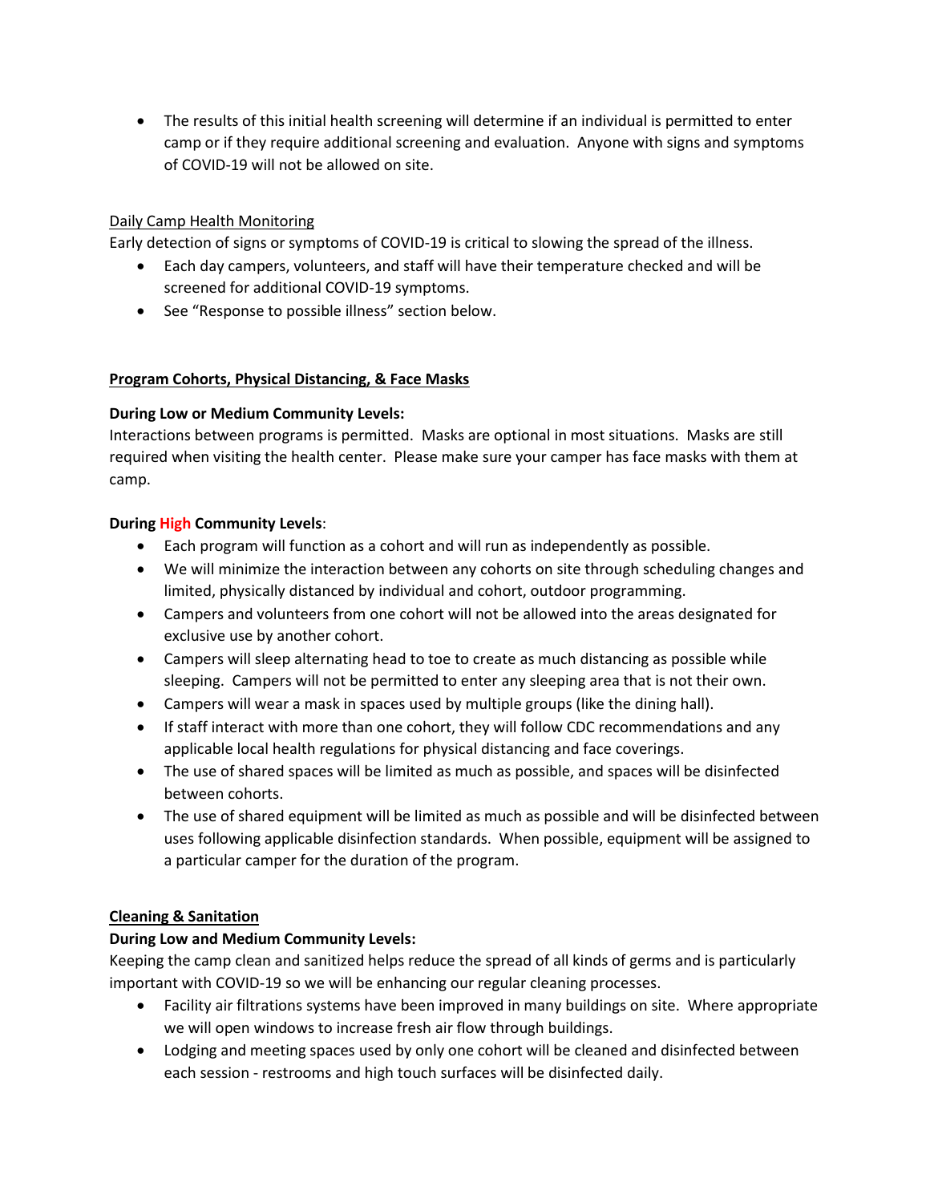- The results of this initial health screening will determine if an individual is permitted to enter camp or if they require additional screening and evaluation. Anyone with signs and symptoms of COVID-19 will not be allowed on site.

Daily Camp Health Monitoring

Early detection of signs or symptoms of COVID-19 is critical to slowing the spread of the illness.

- Each day campers, volunteers, and staff will have their temperature checked and will be screened for additional COVID-19 symptoms.
- See "Response to possible illness" section below.

## Program Cohorts, Physical Distancing, & Face Masks

**During Low or Medium Community Levels:**

Interactions between programs is permitted. Masks are optional in most situations. Masks are still required when visiting the health center. Please make sure your camper has face masks with them at camp.

**During High Community Levels**:

- Each program will function as a cohort and will run as independently as possible.
- We will minimize the interaction between any cohorts on site through scheduling changes and limited, physically distanced by individual and cohort, outdoor programming.
- Campers and volunteers from one cohort will not be allowed into the areas designated for exclusive use by another cohort.
- Campers will sleep alternating head to toe to create as much distancing as possible while sleeping. Campers will not be permitted to enter any sleeping area that is not their own.
- Campers will wear a mask in spaces used by multiple groups (like the dining hall).
- If staff interact with more than one cohort, they will follow CDC recommendations and any applicable local health regulations for physical distancing and face coverings.
- The use of shared spaces will be limited as much as possible, and spaces will be disinfected between cohorts.
- The use of shared equipment will be limited as much as possible and will be disinfected between uses following applicable disinfection standards. When possible, equipment will be assigned to a particular camper for the duration of the program.

## Cleaning & Sanitation

**During Low and Medium Community Levels:**

Keeping the camp clean and sanitized helps reduce the spread of all kinds of germs and is particularly important with COVID-19 so we will be enhancing our regular cleaning processes.

- Facility air filtrations systems have been improved in many buildings on site. Where appropriate we will open windows to increase fresh air flow through buildings.
- Lodging and meeting spaces used by only one cohort will be cleaned and disinfected between each session - restrooms and high touch surfaces will be disinfected daily.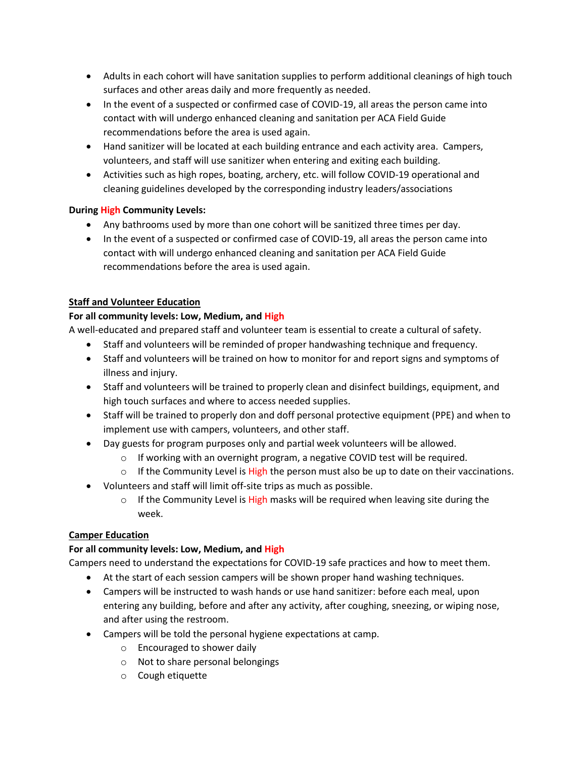- Adults in each cohort will have sanitation supplies to perform additional cleanings of high touch surfaces and other areas daily and more frequently as needed.
- In the event of a suspected or confirmed case of COVID-19, all areas the person came into contact with will undergo enhanced cleaning and sanitation per ACA Field Guide recommendations before the area is used again.
- Hand sanitizer will be located at each building entrance and each activity area. Campers, volunteers, and staff will use sanitizer when entering and exiting each building.
- Activities such as high ropes, boating, archery, etc. will follow COVID-19 operational and cleaning guidelines developed by the corresponding industry leaders/associations

**During High Community Levels:**

- Any bathrooms used by more than one cohort will be sanitized three times per day.
- In the event of a suspected or confirmed case of COVID-19, all areas the person came into contact with will undergo enhanced cleaning and sanitation per ACA Field Guide recommendations before the area is used again.

## Staff and Volunteer Education

**For all community levels: Low, Medium, and High**

A well-educated and prepared staff and volunteer team is essential to create a cultural of safety.

- Staff and volunteers will be reminded of proper handwashing technique and frequency.
- Staff and volunteers will be trained on how to monitor for and report signs and symptoms of illness and injury.
- Staff and volunteers will be trained to properly clean and disinfect buildings, equipment, and high touch surfaces and where to access needed supplies.
- Staff will be trained to properly don and doff personal protective equipment (PPE) and when to implement use with campers, volunteers, and other staff.
- Day guests for program purposes only and partial week volunteers will be allowed.
  - If working with an overnight program, a negative COVID test will be required.
  - If the Community Level is High the person must also be up to date on their vaccinations.
- Volunteers and staff will limit off-site trips as much as possible.
  - If the Community Level is High masks will be required when leaving site during the week.

## Camper Education

**For all community levels: Low, Medium, and High**

Campers need to understand the expectations for COVID-19 safe practices and how to meet them.

- At the start of each session campers will be shown proper hand washing techniques.
- Campers will be instructed to wash hands or use hand sanitizer: before each meal, upon entering any building, before and after any activity, after coughing, sneezing, or wiping nose, and after using the restroom.
- Campers will be told the personal hygiene expectations at camp.
  - Encouraged to shower daily
  - Not to share personal belongings
  - Cough etiquette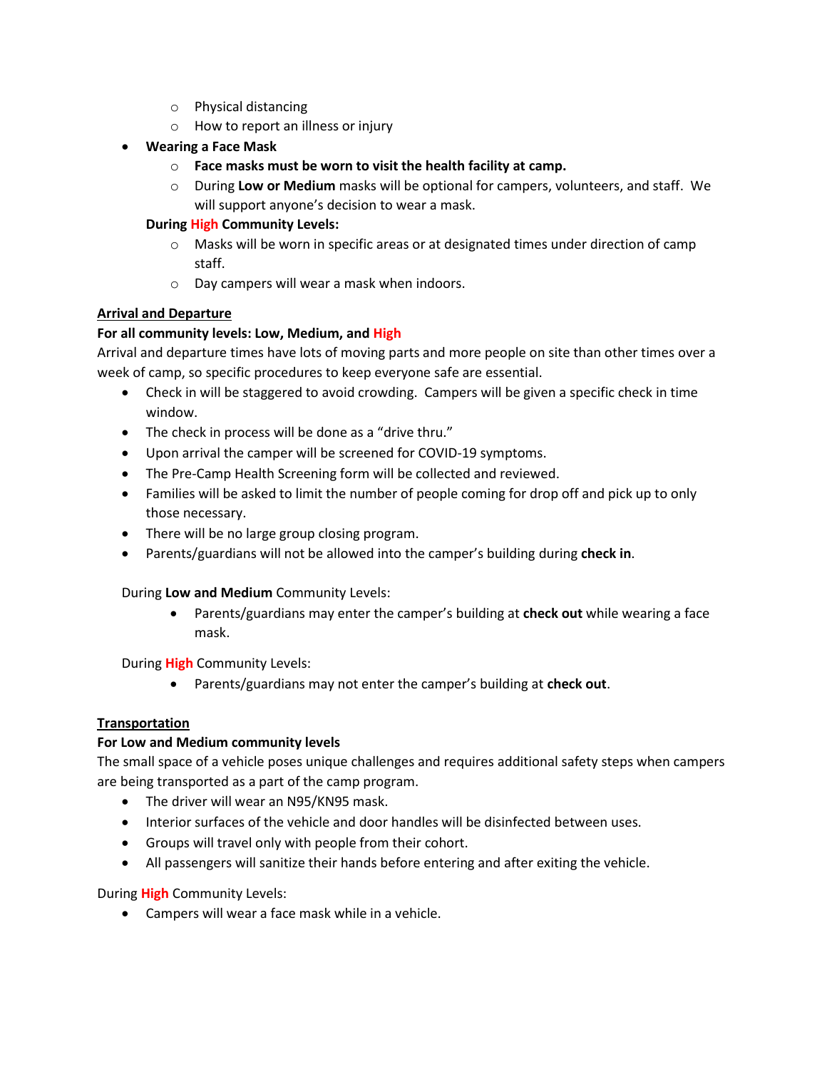- Physical distancing
  - How to report an illness or injury
- **Wearing a Face Mask**
  - **Face masks must be worn to visit the health facility at camp.**
  - During **Low or Medium** masks will be optional for campers, volunteers, and staff. We will support anyone's decision to wear a mask.

  **During High Community Levels:**
  - Masks will be worn in specific areas or at designated times under direction of camp staff.
  - Day campers will wear a mask when indoors.

**Arrival and Departure**

**For all community levels: Low, Medium, and High**

Arrival and departure times have lots of moving parts and more people on site than other times over a week of camp, so specific procedures to keep everyone safe are essential.

- Check in will be staggered to avoid crowding. Campers will be given a specific check in time window.
- The check in process will be done as a "drive thru."
- Upon arrival the camper will be screened for COVID-19 symptoms.
- The Pre-Camp Health Screening form will be collected and reviewed.
- Families will be asked to limit the number of people coming for drop off and pick up to only those necessary.
- There will be no large group closing program.
- Parents/guardians will not be allowed into the camper's building during **check in**.

During **Low and Medium** Community Levels:

- Parents/guardians may enter the camper's building at **check out** while wearing a face mask.

During **High** Community Levels:

- Parents/guardians may not enter the camper's building at **check out**.

**Transportation**

**For Low and Medium community levels**

The small space of a vehicle poses unique challenges and requires additional safety steps when campers are being transported as a part of the camp program.

- The driver will wear an N95/KN95 mask.
- Interior surfaces of the vehicle and door handles will be disinfected between uses.
- Groups will travel only with people from their cohort.
- All passengers will sanitize their hands before entering and after exiting the vehicle.

During **High** Community Levels:

- Campers will wear a face mask while in a vehicle.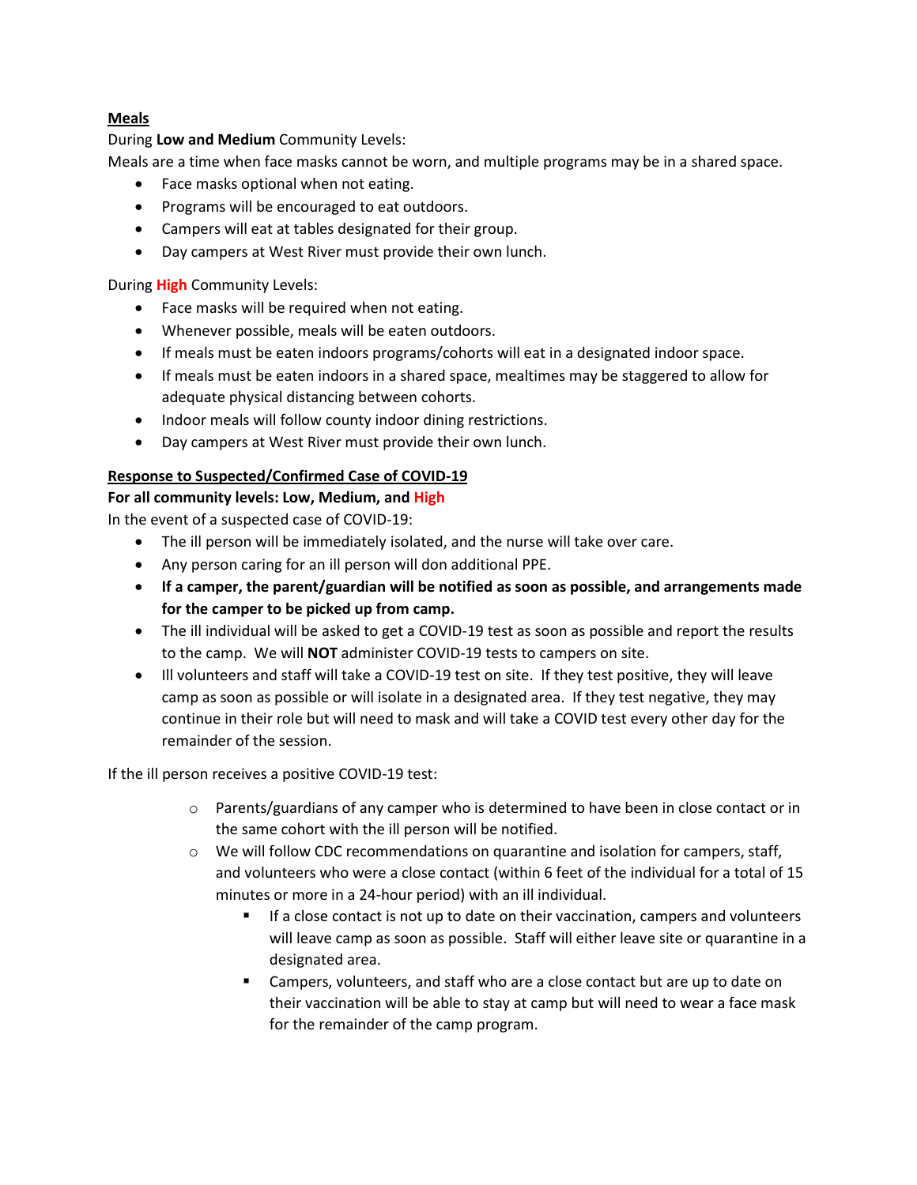**Meals**

During **Low and Medium** Community Levels:

Meals are a time when face masks cannot be worn, and multiple programs may be in a shared space.

- Face masks optional when not eating.
- Programs will be encouraged to eat outdoors.
- Campers will eat at tables designated for their group.
- Day campers at West River must provide their own lunch.

During **High** Community Levels:

- Face masks will be required when not eating.
- Whenever possible, meals will be eaten outdoors.
- If meals must be eaten indoors programs/cohorts will eat in a designated indoor space.
- If meals must be eaten indoors in a shared space, mealtimes may be staggered to allow for adequate physical distancing between cohorts.
- Indoor meals will follow county indoor dining restrictions.
- Day campers at West River must provide their own lunch.

**Response to Suspected/Confirmed Case of COVID-19**

**For all community levels: Low, Medium, and High**

In the event of a suspected case of COVID-19:

- The ill person will be immediately isolated, and the nurse will take over care.
- Any person caring for an ill person will don additional PPE.
- **If a camper, the parent/guardian will be notified as soon as possible, and arrangements made for the camper to be picked up from camp.**
- The ill individual will be asked to get a COVID-19 test as soon as possible and report the results to the camp. We will **NOT** administer COVID-19 tests to campers on site.
- Ill volunteers and staff will take a COVID-19 test on site. If they test positive, they will leave camp as soon as possible or will isolate in a designated area. If they test negative, they may continue in their role but will need to mask and will take a COVID test every other day for the remainder of the session.

If the ill person receives a positive COVID-19 test:

- Parents/guardians of any camper who is determined to have been in close contact or in the same cohort with the ill person will be notified.
- We will follow CDC recommendations on quarantine and isolation for campers, staff, and volunteers who were a close contact (within 6 feet of the individual for a total of 15 minutes or more in a 24-hour period) with an ill individual.
    - If a close contact is not up to date on their vaccination, campers and volunteers will leave camp as soon as possible. Staff will either leave site or quarantine in a designated area.
    - Campers, volunteers, and staff who are a close contact but are up to date on their vaccination will be able to stay at camp but will need to wear a face mask for the remainder of the camp program.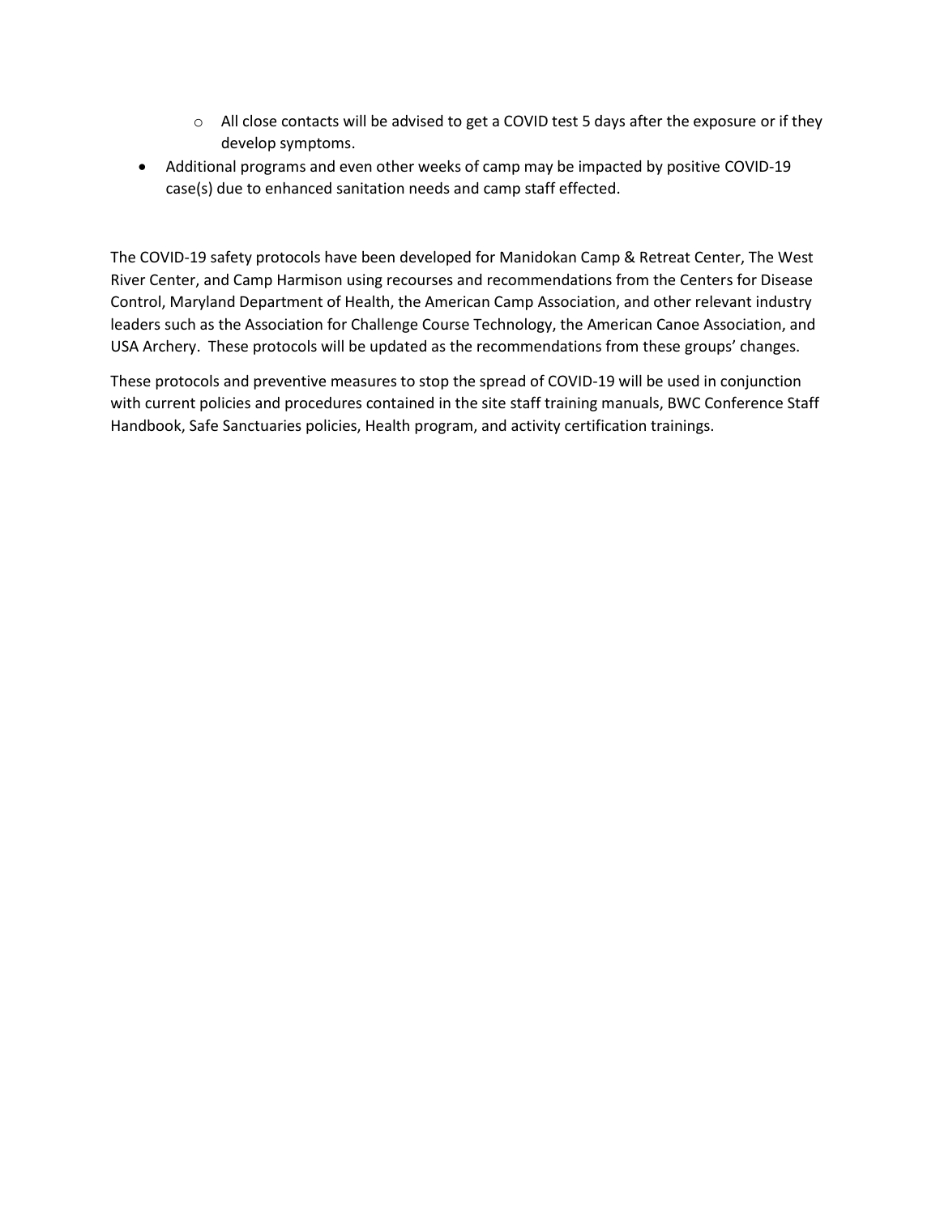- All close contacts will be advised to get a COVID test 5 days after the exposure or if they develop symptoms.
- Additional programs and even other weeks of camp may be impacted by positive COVID-19 case(s) due to enhanced sanitation needs and camp staff effected.

The COVID-19 safety protocols have been developed for Manidokan Camp & Retreat Center, The West River Center, and Camp Harmison using recourses and recommendations from the Centers for Disease Control, Maryland Department of Health, the American Camp Association, and other relevant industry leaders such as the Association for Challenge Course Technology, the American Canoe Association, and USA Archery. These protocols will be updated as the recommendations from these groups' changes.

These protocols and preventive measures to stop the spread of COVID-19 will be used in conjunction with current policies and procedures contained in the site staff training manuals, BWC Conference Staff Handbook, Safe Sanctuaries policies, Health program, and activity certification trainings.